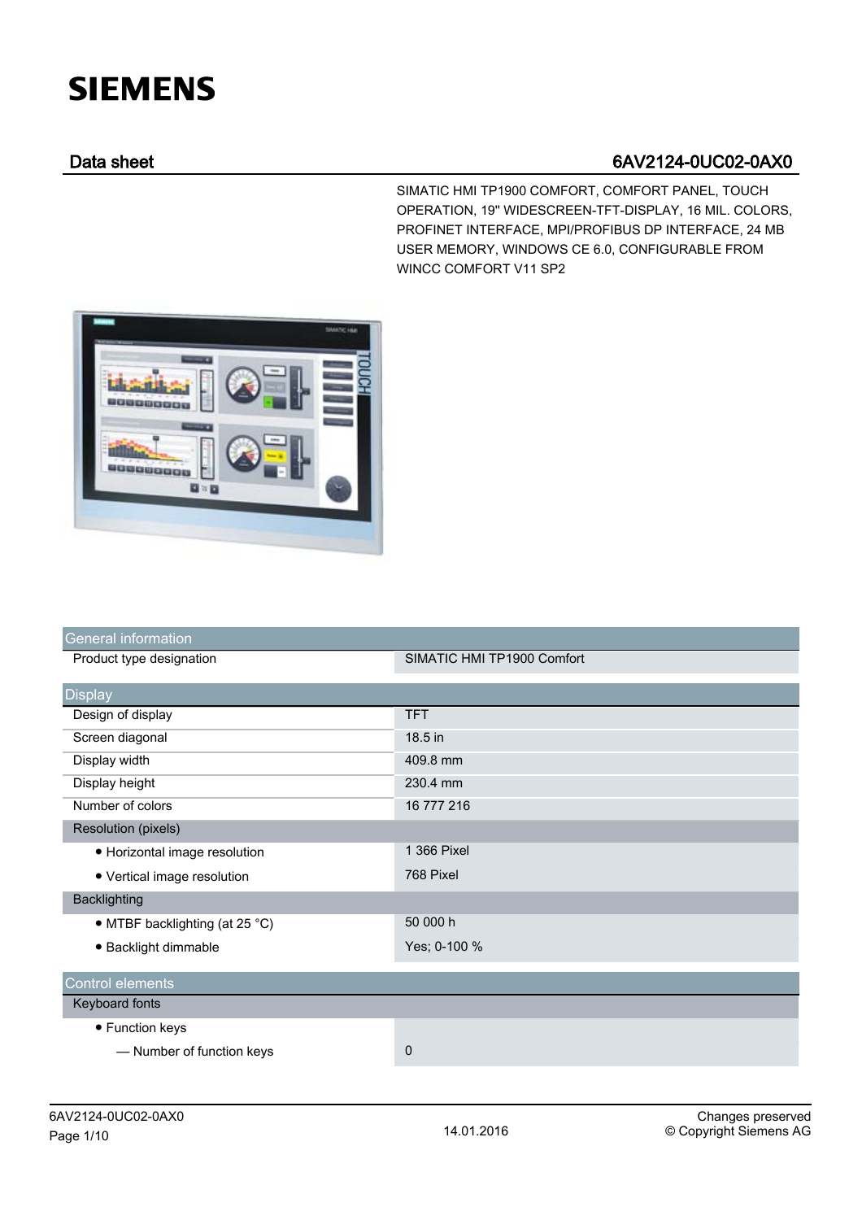# SIEMENS

## Data sheet 6AV2124-0UC02-0AX0

SIMATIC HMI TP1900 COMFORT, COMFORT PANEL, TOUCH OPERATION, 19" WIDESCREEN-TFT-DISPLAY, 16 MIL. COLORS, PROFINET INTERFACE, MPI/PROFIBUS DP INTERFACE, 24 MB USER MEMORY, WINDOWS CE 6.0, CONFIGURABLE FROM WINCC COMFORT V11 SP2

| General information | |
|---|---|
| Product type designation | SIMATIC HMI TP1900 Comfort |

| Display | |
|---|---|
| Design of display | TFT |
| Screen diagonal | 18.5 in |
| Display width | 409.8 mm |
| Display height | 230.4 mm |
| Number of colors | 16 777 216 |
| Resolution (pixels) | |
| • Horizontal image resolution | 1 366 Pixel |
| • Vertical image resolution | 768 Pixel |
| Backlighting | |
| • MTBF backlighting (at 25 °C) | 50 000 h |
| • Backlight dimmable | Yes; 0-100 % |

| Control elements | |
|---|---|
| Keyboard fonts | |
| • Function keys | |
| — Number of function keys | 0 |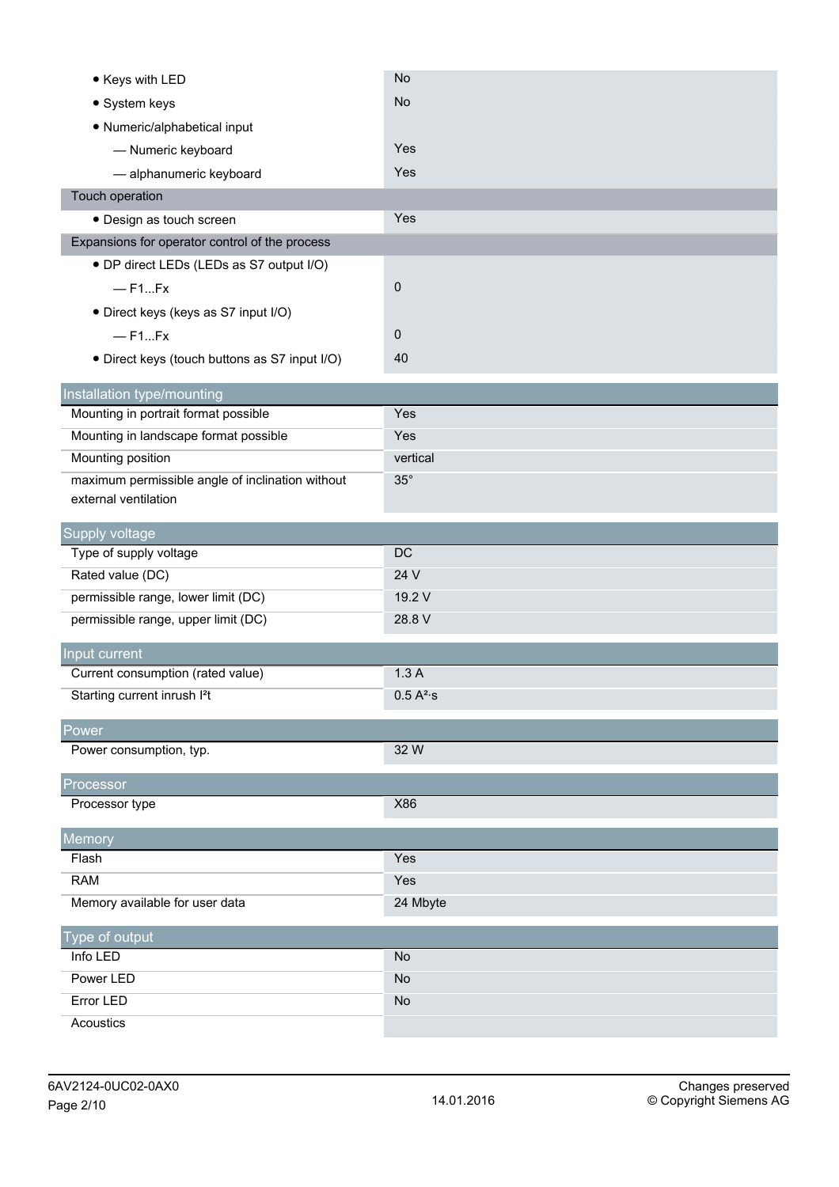| | |
|---|---|
| • Keys with LED | No |
| • System keys | No |
| • Numeric/alphabetical input | |
| — Numeric keyboard | Yes |
| — alphanumeric keyboard | Yes |
| **Touch operation** | |
| • Design as touch screen | Yes |
| **Expansions for operator control of the process** | |
| • DP direct LEDs (LEDs as S7 output I/O) | |
| — F1...Fx | 0 |
| • Direct keys (keys as S7 input I/O) | |
| — F1...Fx | 0 |
| • Direct keys (touch buttons as S7 input I/O) | 40 |

## Installation type/mounting

| | |
|---|---|
| Mounting in portrait format possible | Yes |
| Mounting in landscape format possible | Yes |
| Mounting position | vertical |
| maximum permissible angle of inclination without external ventilation | 35° |

## Supply voltage

| | |
|---|---|
| Type of supply voltage | DC |
| Rated value (DC) | 24 V |
| permissible range, lower limit (DC) | 19.2 V |
| permissible range, upper limit (DC) | 28.8 V |

## Input current

| | |
|---|---|
| Current consumption (rated value) | 1.3 A |
| Starting current inrush $I^2t$ | 0.5 $A^2 \cdot s$ |

## Power

| | |
|---|---|
| Power consumption, typ. | 32 W |

## Processor

| | |
|---|---|
| Processor type | X86 |

## Memory

| | |
|---|---|
| Flash | Yes |
| RAM | Yes |
| Memory available for user data | 24 Mbyte |

## Type of output

| | |
|---|---|
| Info LED | No |
| Power LED | No |
| Error LED | No |
| Acoustics | |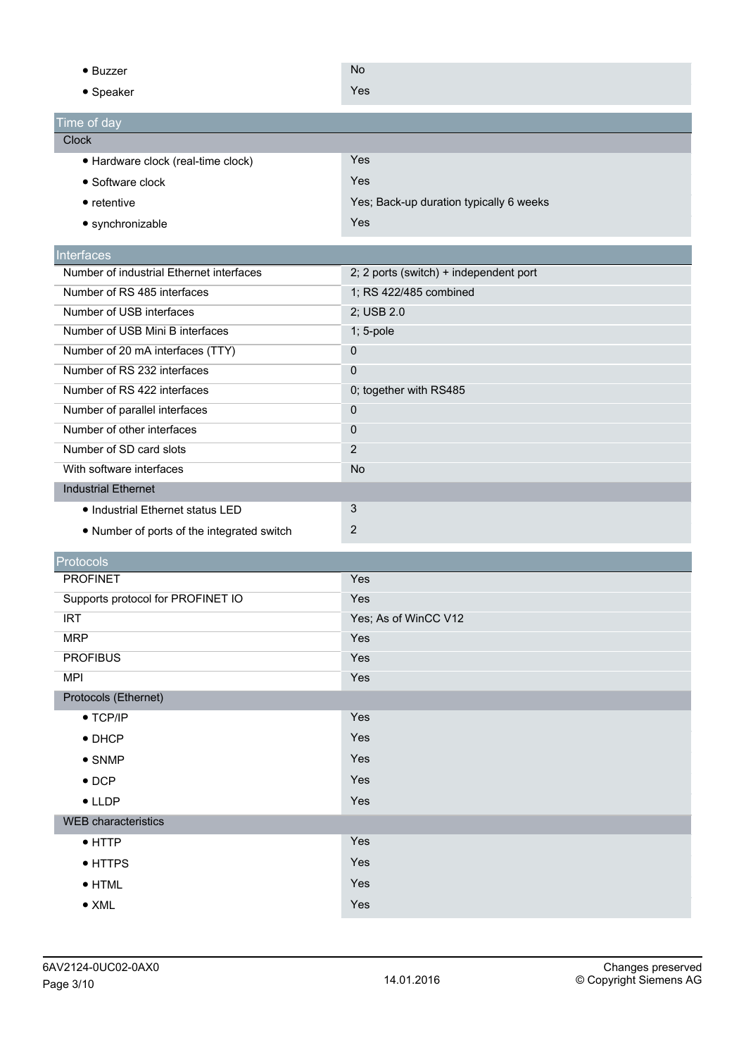| | |
|---|---|
| • Buzzer | No |
| • Speaker | Yes |

## Time of day

| | |
|---|---|
| **Clock** | |
| • Hardware clock (real-time clock) | Yes |
| • Software clock | Yes |
| • retentive | Yes; Back-up duration typically 6 weeks |
| • synchronizable | Yes |

## Interfaces

| | |
|---|---|
| Number of industrial Ethernet interfaces | 2; 2 ports (switch) + independent port |
| Number of RS 485 interfaces | 1; RS 422/485 combined |
| Number of USB interfaces | 2; USB 2.0 |
| Number of USB Mini B interfaces | 1; 5-pole |
| Number of 20 mA interfaces (TTY) | 0 |
| Number of RS 232 interfaces | 0 |
| Number of RS 422 interfaces | 0; together with RS485 |
| Number of parallel interfaces | 0 |
| Number of other interfaces | 0 |
| Number of SD card slots | 2 |
| With software interfaces | No |
| **Industrial Ethernet** | |
| • Industrial Ethernet status LED | 3 |
| • Number of ports of the integrated switch | 2 |

## Protocols

| | |
|---|---|
| PROFINET | Yes |
| Supports protocol for PROFINET IO | Yes |
| IRT | Yes; As of WinCC V12 |
| MRP | Yes |
| PROFIBUS | Yes |
| MPI | Yes |
| **Protocols (Ethernet)** | |
| • TCP/IP | Yes |
| • DHCP | Yes |
| • SNMP | Yes |
| • DCP | Yes |
| • LLDP | Yes |
| **WEB characteristics** | |
| • HTTP | Yes |
| • HTTPS | Yes |
| • HTML | Yes |
| • XML | Yes |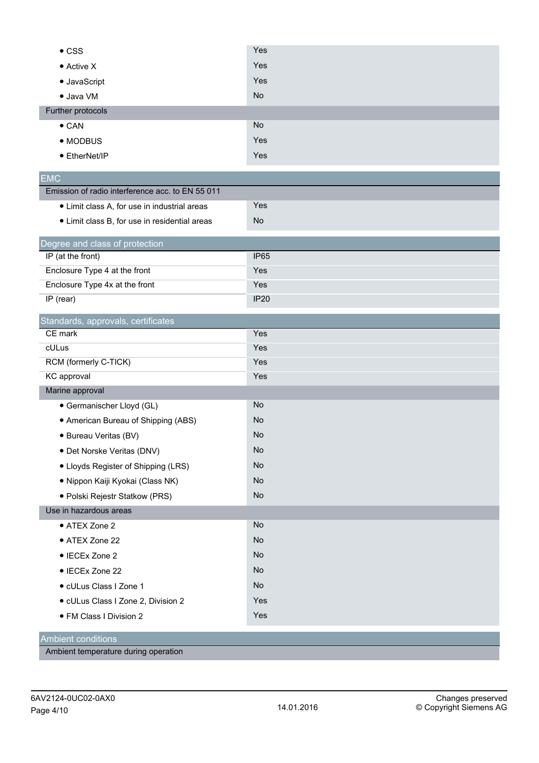| | |
|---|---|
| • CSS | Yes |
| • Active X | Yes |
| • JavaScript | Yes |
| • Java VM | No |
| **Further protocols** | |
| • CAN | No |
| • MODBUS | Yes |
| • EtherNet/IP | Yes |

## EMC

| | |
|---|---|
| **Emission of radio interference acc. to EN 55 011** | |
| • Limit class A, for use in industrial areas | Yes |
| • Limit class B, for use in residential areas | No |

## Degree and class of protection

| | |
|---|---|
| IP (at the front) | IP65 |
| Enclosure Type 4 at the front | Yes |
| Enclosure Type 4x at the front | Yes |
| IP (rear) | IP20 |

## Standards, approvals, certificates

| | |
|---|---|
| CE mark | Yes |
| cULus | Yes |
| RCM (formerly C-TICK) | Yes |
| KC approval | Yes |
| **Marine approval** | |
| • Germanischer Lloyd (GL) | No |
| • American Bureau of Shipping (ABS) | No |
| • Bureau Veritas (BV) | No |
| • Det Norske Veritas (DNV) | No |
| • Lloyds Register of Shipping (LRS) | No |
| • Nippon Kaiji Kyokai (Class NK) | No |
| • Polski Rejestr Statkow (PRS) | No |
| **Use in hazardous areas** | |
| • ATEX Zone 2 | No |
| • ATEX Zone 22 | No |
| • IECEx Zone 2 | No |
| • IECEx Zone 22 | No |
| • cULus Class I Zone 1 | No |
| • cULus Class I Zone 2, Division 2 | Yes |
| • FM Class I Division 2 | Yes |

## Ambient conditions

| | |
|---|---|
| **Ambient temperature during operation** | |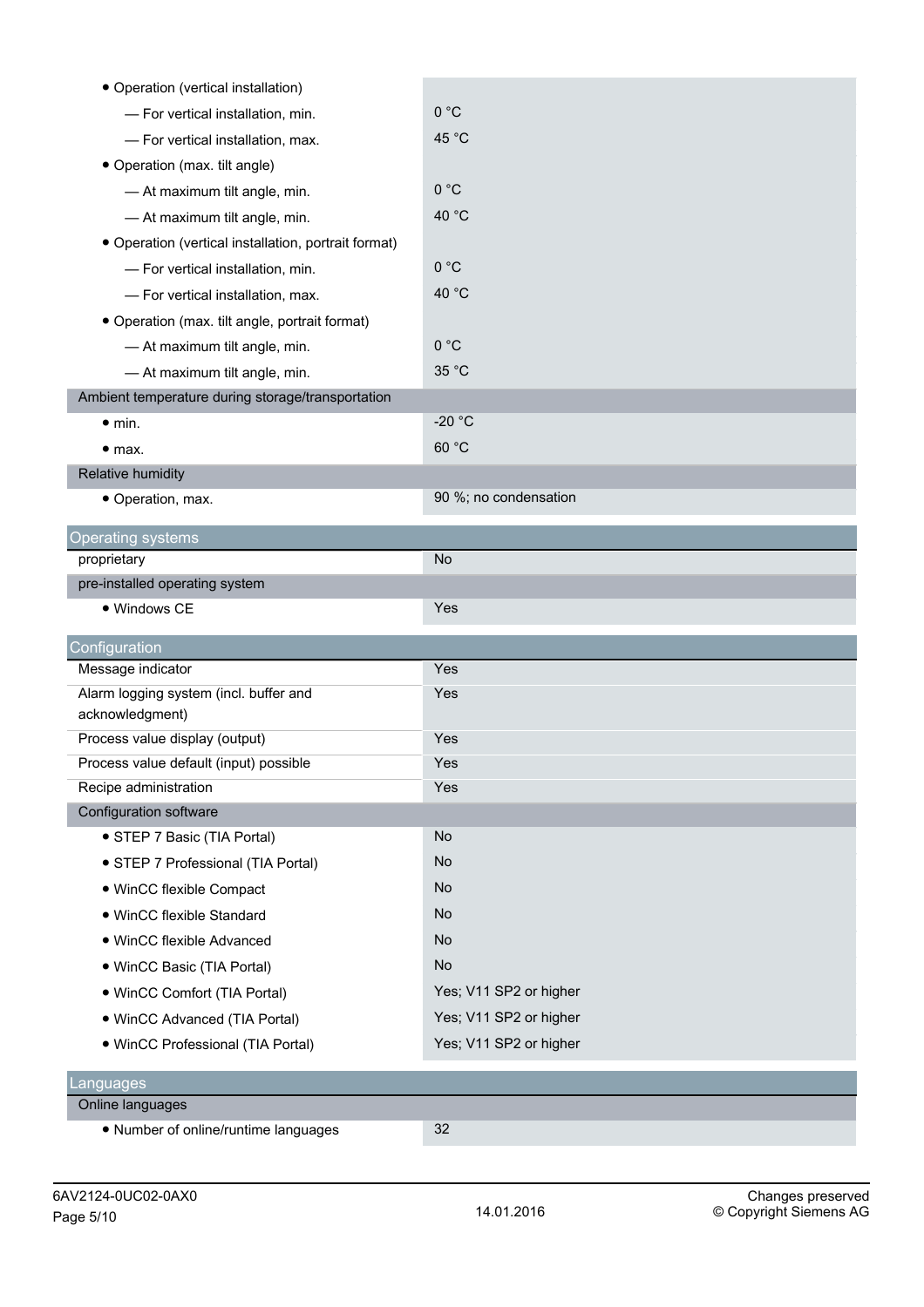| | |
|---|---|
| • Operation (vertical installation) | |
| — For vertical installation, min. | 0 °C |
| — For vertical installation, max. | 45 °C |
| • Operation (max. tilt angle) | |
| — At maximum tilt angle, min. | 0 °C |
| — At maximum tilt angle, min. | 40 °C |
| • Operation (vertical installation, portrait format) | |
| — For vertical installation, min. | 0 °C |
| — For vertical installation, max. | 40 °C |
| • Operation (max. tilt angle, portrait format) | |
| — At maximum tilt angle, min. | 0 °C |
| — At maximum tilt angle, min. | 35 °C |
| Ambient temperature during storage/transportation | |
| • min. | -20 °C |
| • max. | 60 °C |
| Relative humidity | |
| • Operation, max. | 90 %; no condensation |

| Operating systems | |
|---|---|
| proprietary | No |
| pre-installed operating system | |
| • Windows CE | Yes |

| Configuration | |
|---|---|
| Message indicator | Yes |
| Alarm logging system (incl. buffer and acknowledgment) | Yes |
| Process value display (output) | Yes |
| Process value default (input) possible | Yes |
| Recipe administration | Yes |
| Configuration software | |
| • STEP 7 Basic (TIA Portal) | No |
| • STEP 7 Professional (TIA Portal) | No |
| • WinCC flexible Compact | No |
| • WinCC flexible Standard | No |
| • WinCC flexible Advanced | No |
| • WinCC Basic (TIA Portal) | No |
| • WinCC Comfort (TIA Portal) | Yes; V11 SP2 or higher |
| • WinCC Advanced (TIA Portal) | Yes; V11 SP2 or higher |
| • WinCC Professional (TIA Portal) | Yes; V11 SP2 or higher |

| Languages | |
|---|---|
| Online languages | |
| • Number of online/runtime languages | 32 |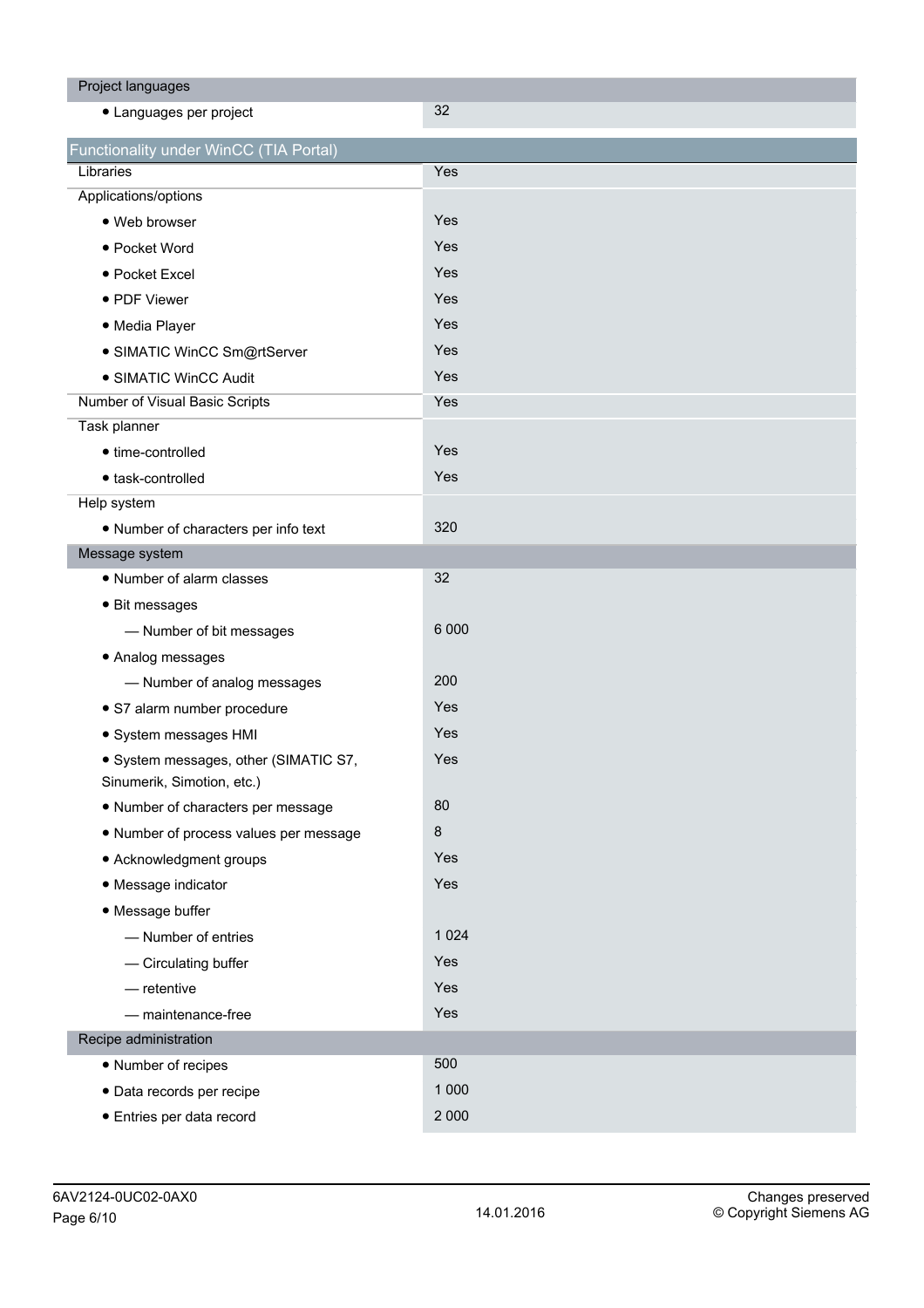| Project languages | |
|---|---|
| • Languages per project | 32 |

| Functionality under WinCC (TIA Portal) | |
|---|---|
| Libraries | Yes |
| Applications/options | |
| • Web browser | Yes |
| • Pocket Word | Yes |
| • Pocket Excel | Yes |
| • PDF Viewer | Yes |
| • Media Player | Yes |
| • SIMATIC WinCC Sm@rtServer | Yes |
| • SIMATIC WinCC Audit | Yes |
| Number of Visual Basic Scripts | Yes |
| Task planner | |
| • time-controlled | Yes |
| • task-controlled | Yes |
| Help system | |
| • Number of characters per info text | 320 |
| **Message system** | |
| • Number of alarm classes | 32 |
| • Bit messages | |
| — Number of bit messages | 6 000 |
| • Analog messages | |
| — Number of analog messages | 200 |
| • S7 alarm number procedure | Yes |
| • System messages HMI | Yes |
| • System messages, other (SIMATIC S7, Sinumerik, Simotion, etc.) | Yes |
| • Number of characters per message | 80 |
| • Number of process values per message | 8 |
| • Acknowledgment groups | Yes |
| • Message indicator | Yes |
| • Message buffer | |
| — Number of entries | 1 024 |
| — Circulating buffer | Yes |
| — retentive | Yes |
| — maintenance-free | Yes |
| **Recipe administration** | |
| • Number of recipes | 500 |
| • Data records per recipe | 1 000 |
| • Entries per data record | 2 000 |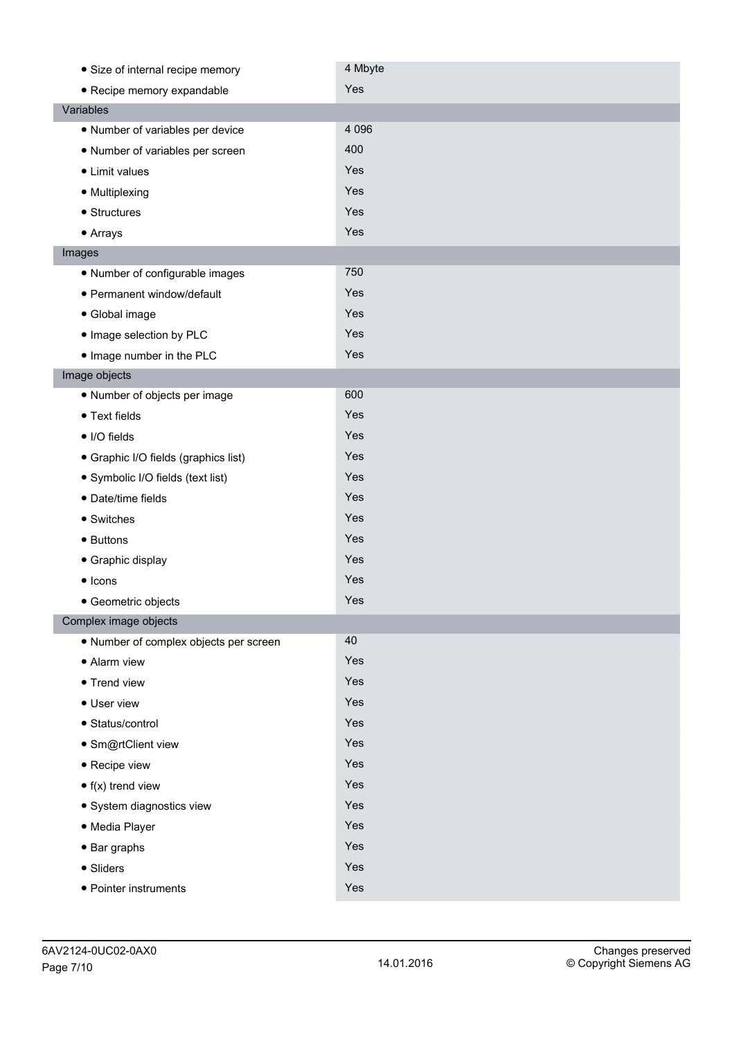| | |
|---|---|
| • Size of internal recipe memory | 4 Mbyte |
| • Recipe memory expandable | Yes |
| Variables | |
| • Number of variables per device | 4 096 |
| • Number of variables per screen | 400 |
| • Limit values | Yes |
| • Multiplexing | Yes |
| • Structures | Yes |
| • Arrays | Yes |
| Images | |
| • Number of configurable images | 750 |
| • Permanent window/default | Yes |
| • Global image | Yes |
| • Image selection by PLC | Yes |
| • Image number in the PLC | Yes |
| Image objects | |
| • Number of objects per image | 600 |
| • Text fields | Yes |
| • I/O fields | Yes |
| • Graphic I/O fields (graphics list) | Yes |
| • Symbolic I/O fields (text list) | Yes |
| • Date/time fields | Yes |
| • Switches | Yes |
| • Buttons | Yes |
| • Graphic display | Yes |
| • Icons | Yes |
| • Geometric objects | Yes |
| Complex image objects | |
| • Number of complex objects per screen | 40 |
| • Alarm view | Yes |
| • Trend view | Yes |
| • User view | Yes |
| • Status/control | Yes |
| • Sm@rtClient view | Yes |
| • Recipe view | Yes |
| • f(x) trend view | Yes |
| • System diagnostics view | Yes |
| • Media Player | Yes |
| • Bar graphs | Yes |
| • Sliders | Yes |
| • Pointer instruments | Yes |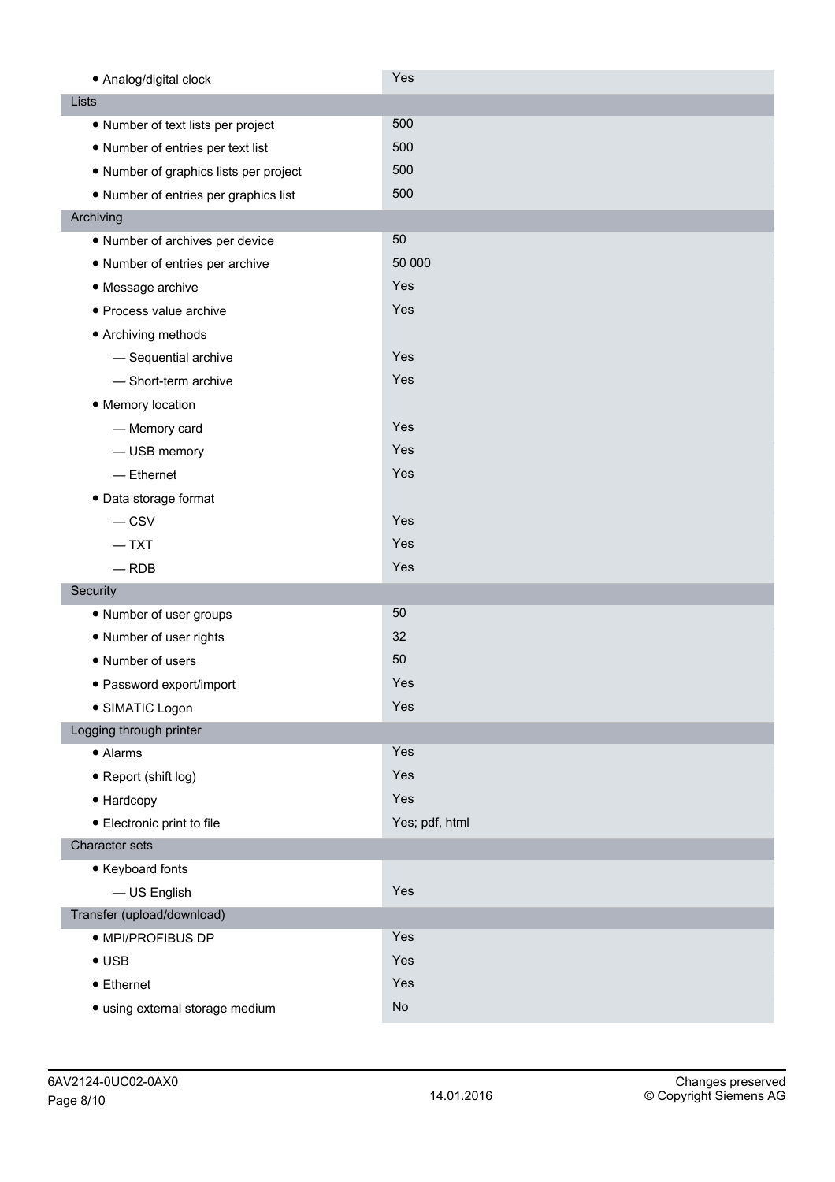| | |
|---|---|
| • Analog/digital clock | Yes |
| **Lists** | |
| • Number of text lists per project | 500 |
| • Number of entries per text list | 500 |
| • Number of graphics lists per project | 500 |
| • Number of entries per graphics list | 500 |
| **Archiving** | |
| • Number of archives per device | 50 |
| • Number of entries per archive | 50 000 |
| • Message archive | Yes |
| • Process value archive | Yes |
| • Archiving methods | |
| — Sequential archive | Yes |
| — Short-term archive | Yes |
| • Memory location | |
| — Memory card | Yes |
| — USB memory | Yes |
| — Ethernet | Yes |
| • Data storage format | |
| — CSV | Yes |
| — TXT | Yes |
| — RDB | Yes |
| **Security** | |
| • Number of user groups | 50 |
| • Number of user rights | 32 |
| • Number of users | 50 |
| • Password export/import | Yes |
| • SIMATIC Logon | Yes |
| **Logging through printer** | |
| • Alarms | Yes |
| • Report (shift log) | Yes |
| • Hardcopy | Yes |
| • Electronic print to file | Yes; pdf, html |
| **Character sets** | |
| • Keyboard fonts | |
| — US English | Yes |
| **Transfer (upload/download)** | |
| • MPI/PROFIBUS DP | Yes |
| • USB | Yes |
| • Ethernet | Yes |
| • using external storage medium | No |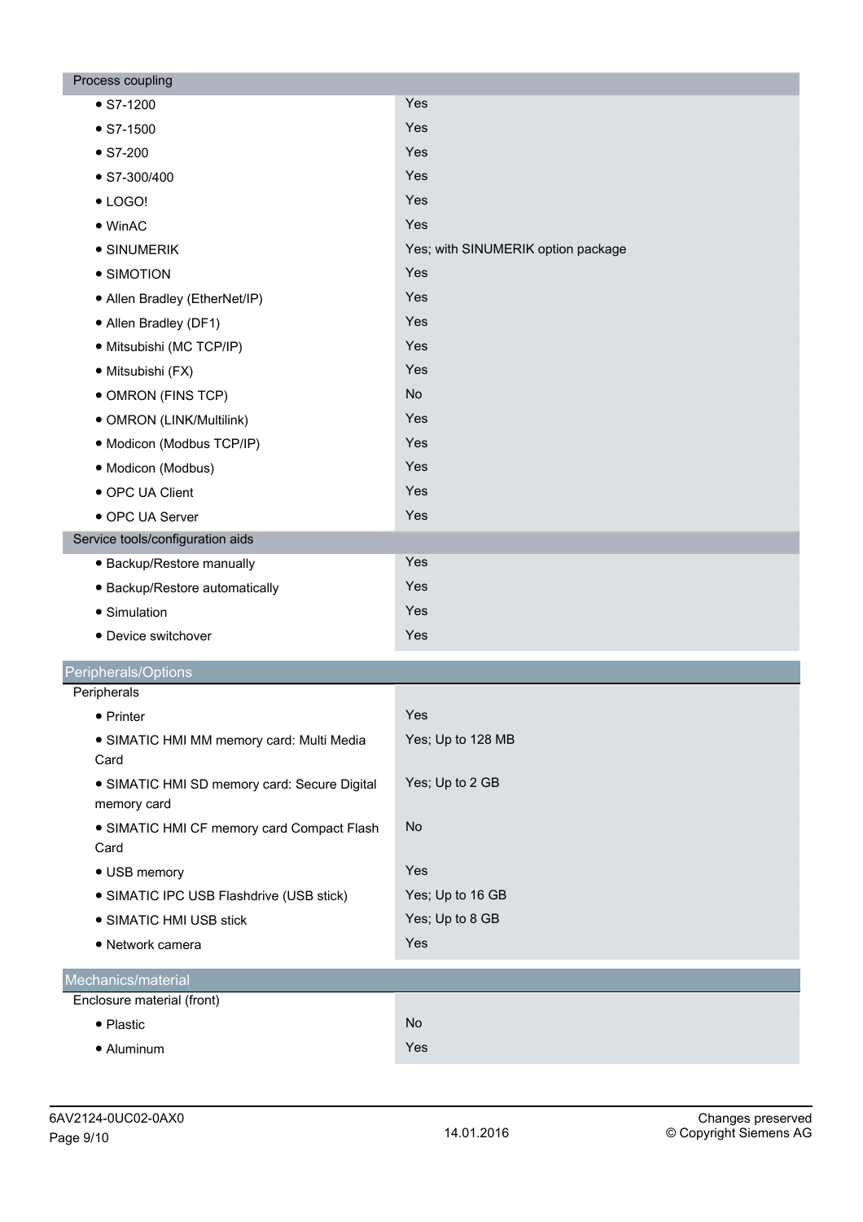| Process coupling | |
|---|---|
| • S7-1200 | Yes |
| • S7-1500 | Yes |
| • S7-200 | Yes |
| • S7-300/400 | Yes |
| • LOGO! | Yes |
| • WinAC | Yes |
| • SINUMERIK | Yes; with SINUMERIK option package |
| • SIMOTION | Yes |
| • Allen Bradley (EtherNet/IP) | Yes |
| • Allen Bradley (DF1) | Yes |
| • Mitsubishi (MC TCP/IP) | Yes |
| • Mitsubishi (FX) | Yes |
| • OMRON (FINS TCP) | No |
| • OMRON (LINK/Multilink) | Yes |
| • Modicon (Modbus TCP/IP) | Yes |
| • Modicon (Modbus) | Yes |
| • OPC UA Client | Yes |
| • OPC UA Server | Yes |
| **Service tools/configuration aids** | |
| • Backup/Restore manually | Yes |
| • Backup/Restore automatically | Yes |
| • Simulation | Yes |
| • Device switchover | Yes |

## Peripherals/Options

| Peripherals | |
|---|---|
| • Printer | Yes |
| • SIMATIC HMI MM memory card: Multi Media Card | Yes; Up to 128 MB |
| • SIMATIC HMI SD memory card: Secure Digital memory card | Yes; Up to 2 GB |
| • SIMATIC HMI CF memory card Compact Flash Card | No |
| • USB memory | Yes |
| • SIMATIC IPC USB Flashdrive (USB stick) | Yes; Up to 16 GB |
| • SIMATIC HMI USB stick | Yes; Up to 8 GB |
| • Network camera | Yes |

## Mechanics/material

| Enclosure material (front) | |
|---|---|
| • Plastic | No |
| • Aluminum | Yes |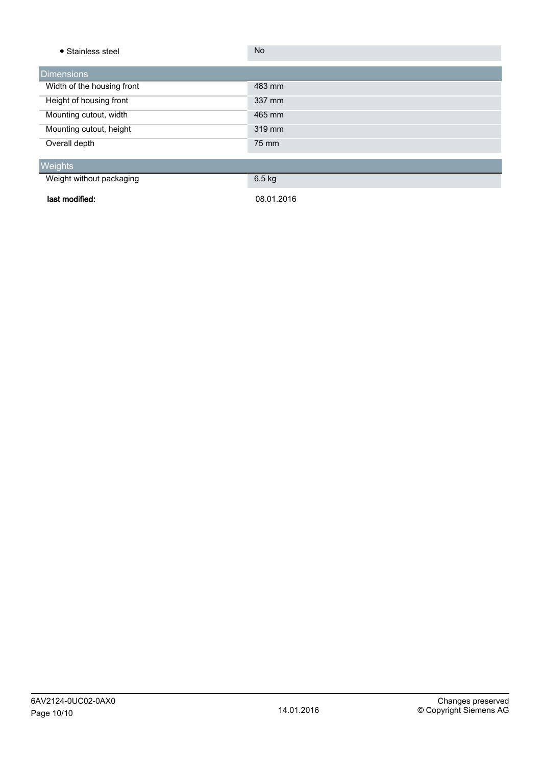| | |
|---|---|
| • Stainless steel | No |

| Dimensions | |
|---|---|
| Width of the housing front | 483 mm |
| Height of housing front | 337 mm |
| Mounting cutout, width | 465 mm |
| Mounting cutout, height | 319 mm |
| Overall depth | 75 mm |

| Weights | |
|---|---|
| Weight without packaging | 6.5 kg |

| | |
|---|---|
| **last modified:** | 08.01.2016 |